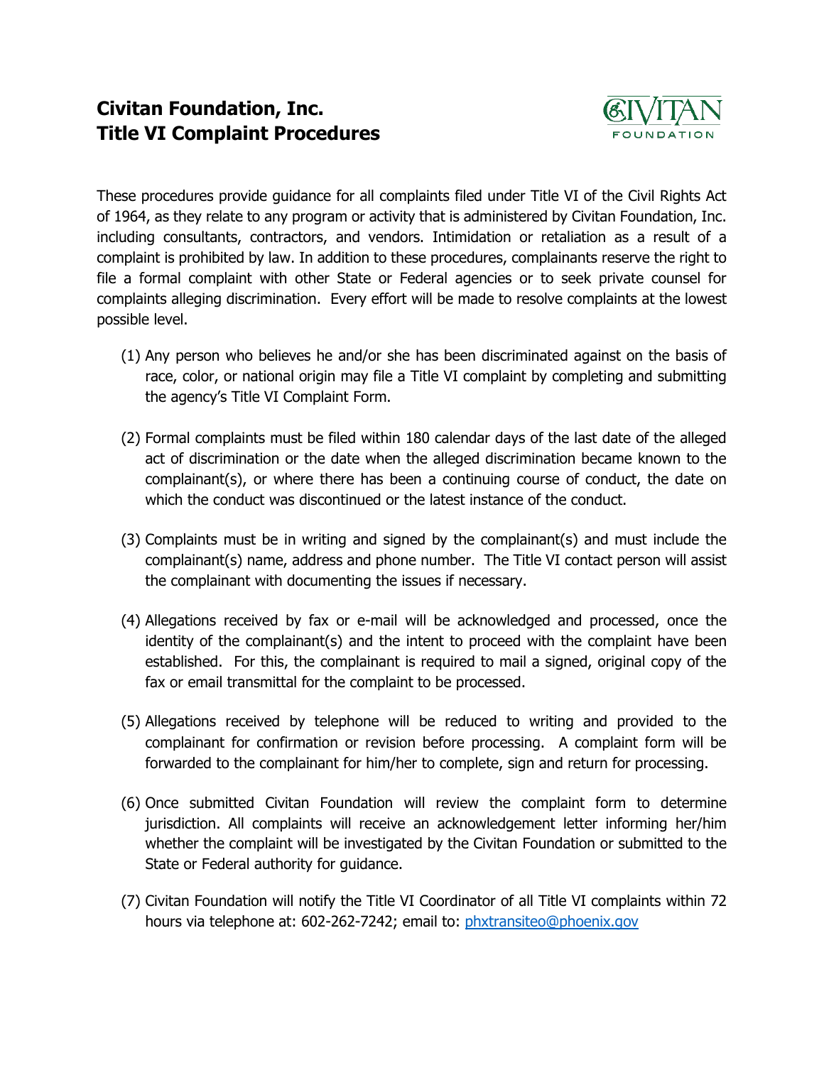# Civitan Foundation, Inc.
# Title VI Complaint Procedures

These procedures provide guidance for all complaints filed under Title VI of the Civil Rights Act of 1964, as they relate to any program or activity that is administered by Civitan Foundation, Inc. including consultants, contractors, and vendors. Intimidation or retaliation as a result of a complaint is prohibited by law. In addition to these procedures, complainants reserve the right to file a formal complaint with other State or Federal agencies or to seek private counsel for complaints alleging discrimination. Every effort will be made to resolve complaints at the lowest possible level.

(1) Any person who believes he and/or she has been discriminated against on the basis of race, color, or national origin may file a Title VI complaint by completing and submitting the agency's Title VI Complaint Form.

(2) Formal complaints must be filed within 180 calendar days of the last date of the alleged act of discrimination or the date when the alleged discrimination became known to the complainant(s), or where there has been a continuing course of conduct, the date on which the conduct was discontinued or the latest instance of the conduct.

(3) Complaints must be in writing and signed by the complainant(s) and must include the complainant(s) name, address and phone number. The Title VI contact person will assist the complainant with documenting the issues if necessary.

(4) Allegations received by fax or e-mail will be acknowledged and processed, once the identity of the complainant(s) and the intent to proceed with the complaint have been established. For this, the complainant is required to mail a signed, original copy of the fax or email transmittal for the complaint to be processed.

(5) Allegations received by telephone will be reduced to writing and provided to the complainant for confirmation or revision before processing. A complaint form will be forwarded to the complainant for him/her to complete, sign and return for processing.

(6) Once submitted Civitan Foundation will review the complaint form to determine jurisdiction. All complaints will receive an acknowledgement letter informing her/him whether the complaint will be investigated by the Civitan Foundation or submitted to the State or Federal authority for guidance.

(7) Civitan Foundation will notify the Title VI Coordinator of all Title VI complaints within 72 hours via telephone at: 602-262-7242; email to: phxtransiteo@phoenix.gov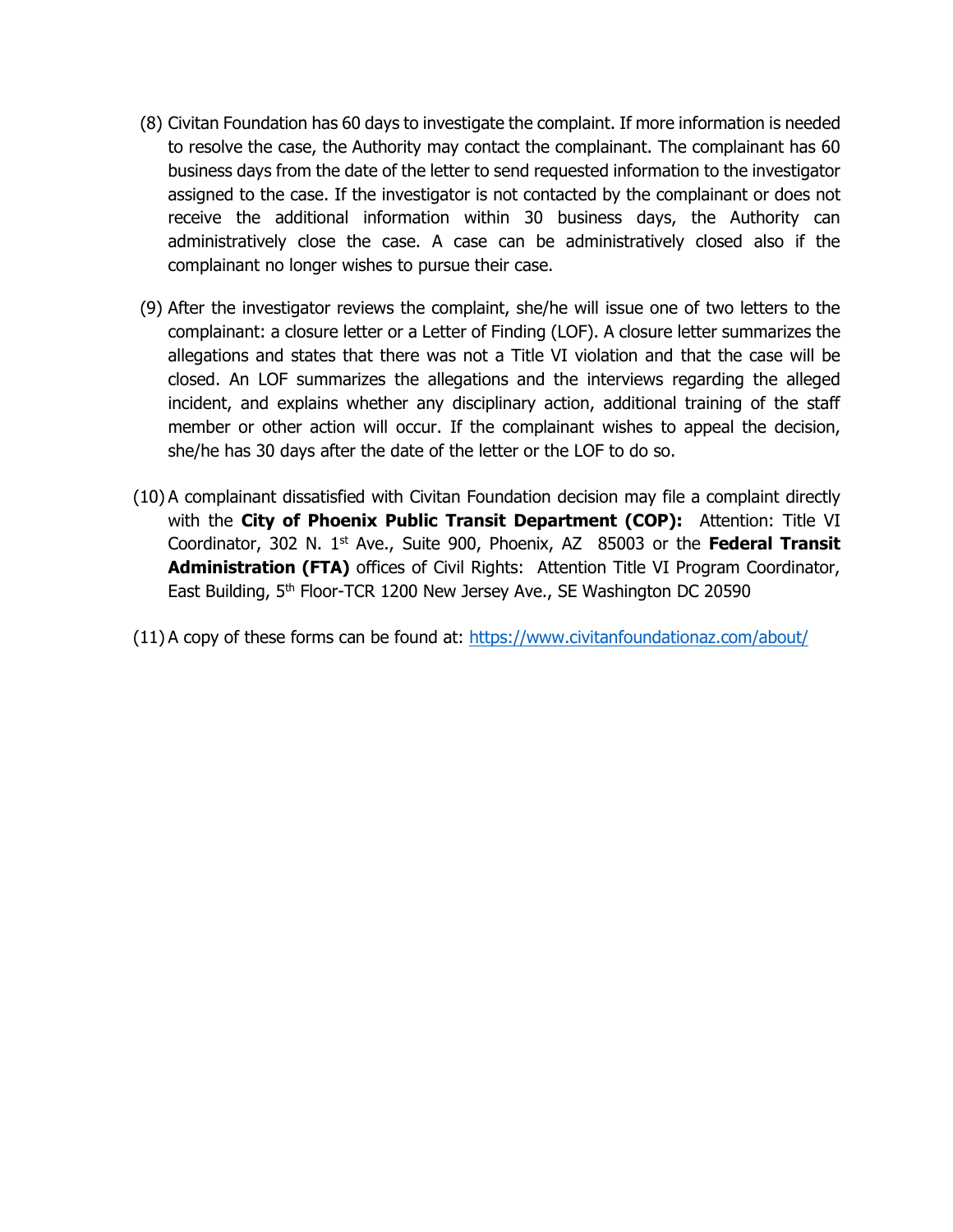(8) Civitan Foundation has 60 days to investigate the complaint. If more information is needed to resolve the case, the Authority may contact the complainant. The complainant has 60 business days from the date of the letter to send requested information to the investigator assigned to the case. If the investigator is not contacted by the complainant or does not receive the additional information within 30 business days, the Authority can administratively close the case. A case can be administratively closed also if the complainant no longer wishes to pursue their case.

(9) After the investigator reviews the complaint, she/he will issue one of two letters to the complainant: a closure letter or a Letter of Finding (LOF). A closure letter summarizes the allegations and states that there was not a Title VI violation and that the case will be closed. An LOF summarizes the allegations and the interviews regarding the alleged incident, and explains whether any disciplinary action, additional training of the staff member or other action will occur. If the complainant wishes to appeal the decision, she/he has 30 days after the date of the letter or the LOF to do so.

(10) A complainant dissatisfied with Civitan Foundation decision may file a complaint directly with the **City of Phoenix Public Transit Department (COP):** Attention: Title VI Coordinator, 302 N. 1st Ave., Suite 900, Phoenix, AZ 85003 or the **Federal Transit Administration (FTA)** offices of Civil Rights: Attention Title VI Program Coordinator, East Building, 5th Floor-TCR 1200 New Jersey Ave., SE Washington DC 20590

(11) A copy of these forms can be found at: https://www.civitanfoundationaz.com/about/